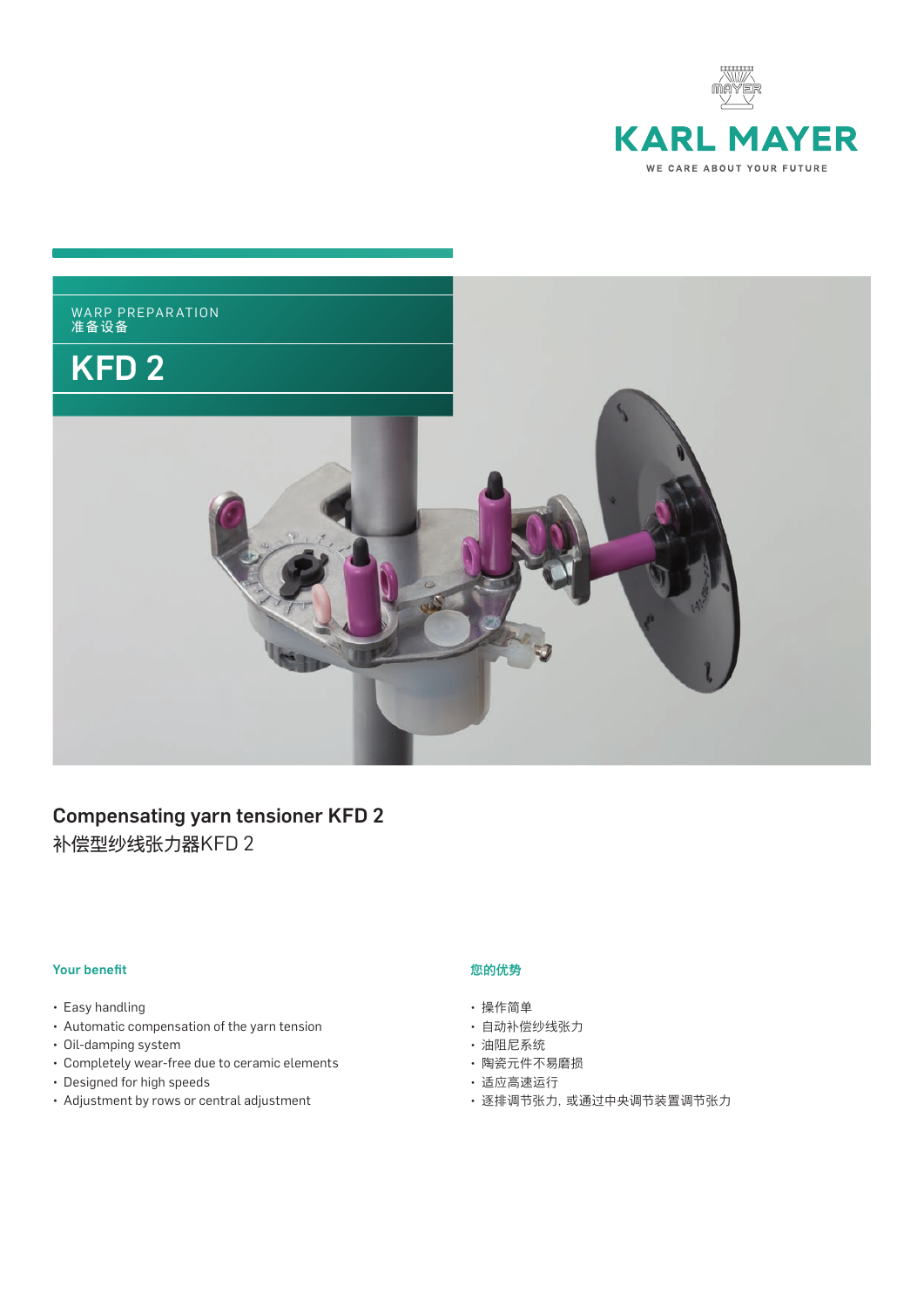KARL MAYER

WE CARE ABOUT YOUR FUTURE

WARP PREPARATION
准备设备

# KFD 2

## Compensating yarn tensioner KFD 2
补偿型纱线张力器KFD 2

### Your benefit

- Easy handling
- Automatic compensation of the yarn tension
- Oil-damping system
- Completely wear-free due to ceramic elements
- Designed for high speeds
- Adjustment by rows or central adjustment

### 您的优势

- 操作简单
- 自动补偿纱线张力
- 油阻尼系统
- 陶瓷元件不易磨损
- 适应高速运行
- 逐排调节张力，或通过中央调节装置调节张力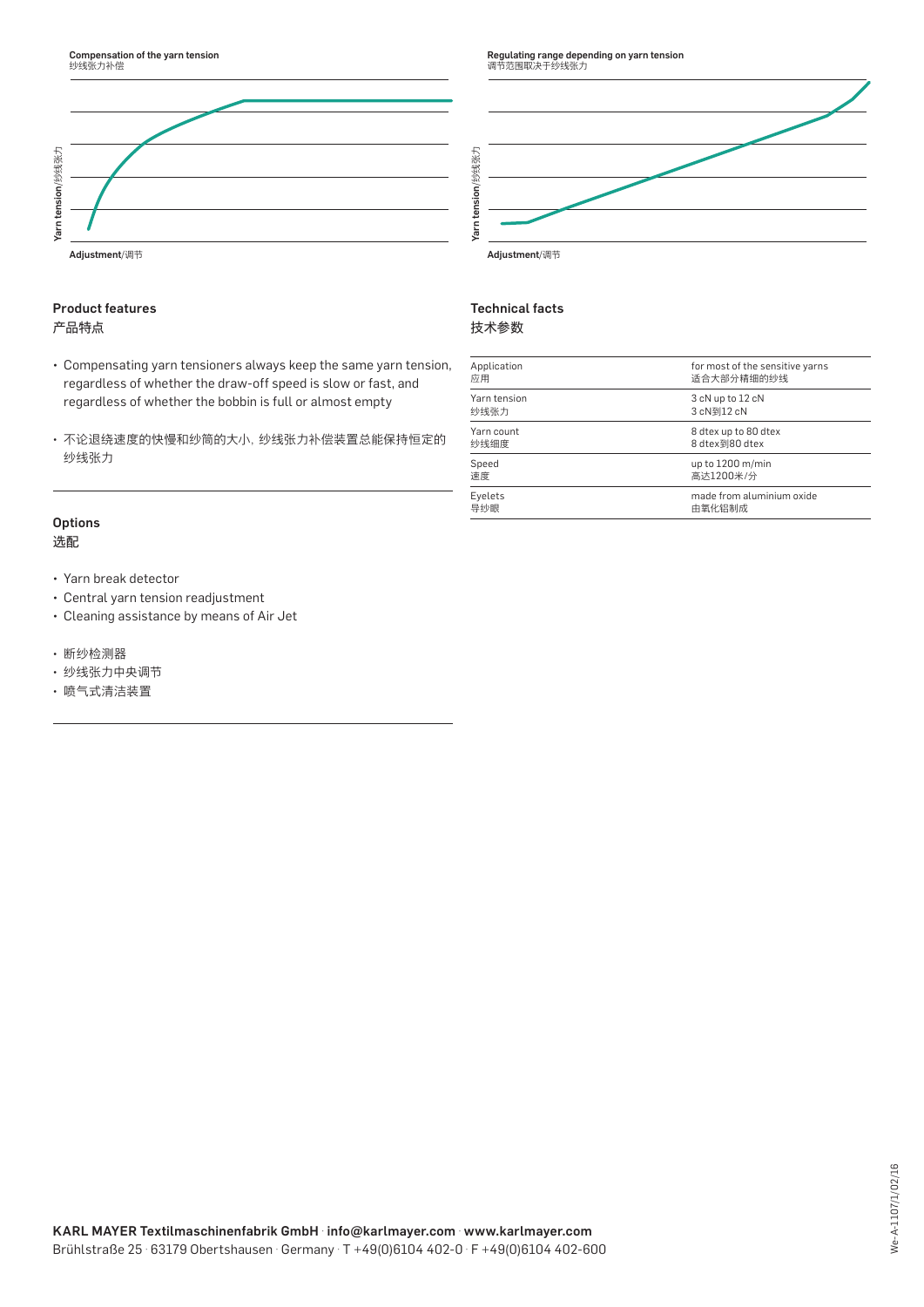Compensation of the yarn tension
纱线张力补偿

Yarn tension/纱线张力

Adjustment/调节

Regulating range depending on yarn tension
调节范围取决于纱线张力

Yarn tension/纱线张力

Adjustment/调节

## Product features
## 产品特点

- Compensating yarn tensioners always keep the same yarn tension, regardless of whether the draw-off speed is slow or fast, and regardless of whether the bobbin is full or almost empty

- 不论退绕速度的快慢和纱筒的大小，纱线张力补偿装置总能保持恒定的纱线张力

## Options
## 选配

- Yarn break detector
- Central yarn tension readjustment
- Cleaning assistance by means of Air Jet

- 断纱检测器
- 纱线张力中央调节
- 喷气式清洁装置

## Technical facts
## 技术参数

| | |
|---|---|
| Application<br>应用 | for most of the sensitive yarns<br>适合大部分精细的纱线 |
| Yarn tension<br>纱线张力 | 3 cN up to 12 cN<br>3 cN到12 cN |
| Yarn count<br>纱线细度 | 8 dtex up to 80 dtex<br>8 dtex到80 dtex |
| Speed<br>速度 | up to 1200 m/min<br>高达1200米/分 |
| Eyelets<br>导纱眼 | made from aluminium oxide<br>由氧化铝制成 |

**KARL MAYER Textilmaschinenfabrik GmbH** · **info@karlmayer.com** · **www.karlmayer.com**
Brühlstraße 25 · 63179 Obertshausen · Germany · T +49(0)6104 402-0 · F +49(0)6104 402-600

We-A-1107/1/02/16